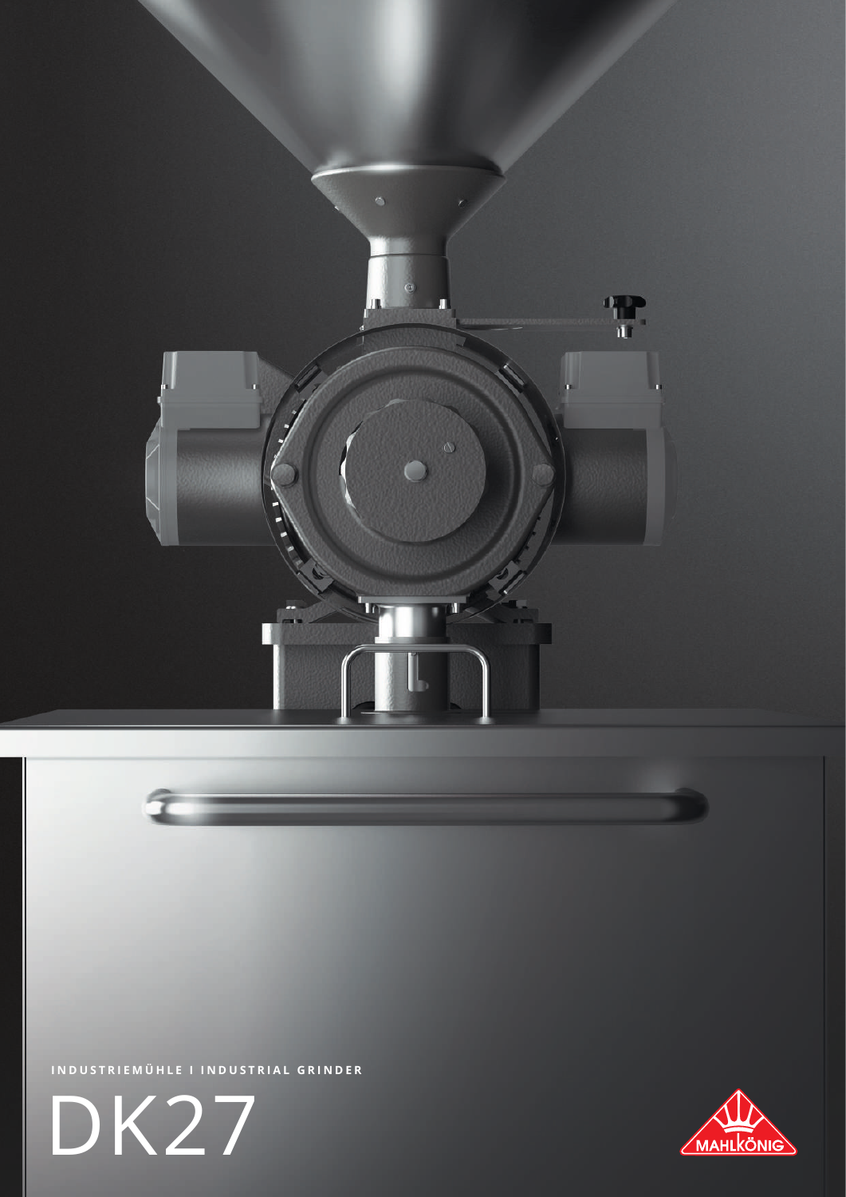INDUSTRIEMÜHLE I INDUSTRIAL GRINDER

# DK27

MAHLKÖNIG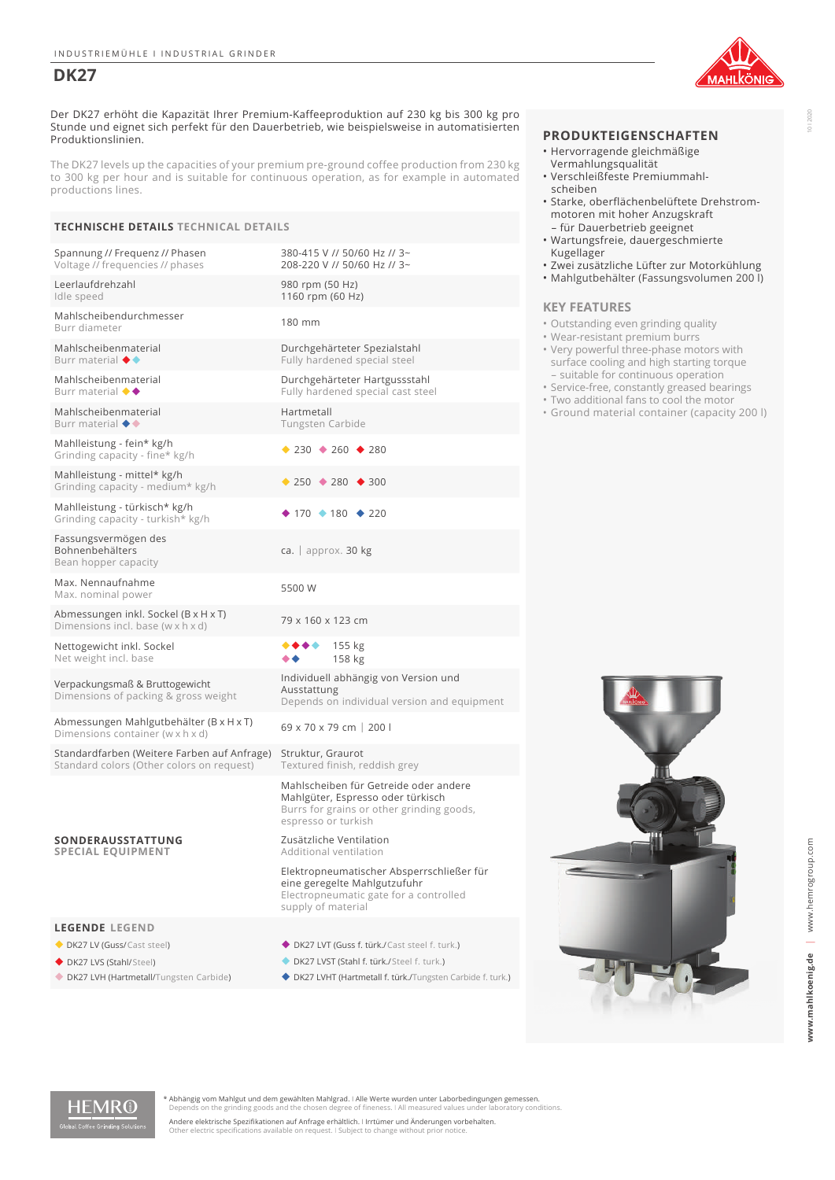INDUSTRIEMÜHLE I INDUSTRIAL GRINDER

# DK27

Der DK27 erhöht die Kapazität Ihrer Premium-Kaffeeproduktion auf 230 kg bis 300 kg pro Stunde und eignet sich perfekt für den Dauerbetrieb, wie beispielsweise in automatisierten Produktionslinien.

The DK27 levels up the capacities of your premium pre-ground coffee production from 230 kg to 300 kg per hour and is suitable for continuous operation, as for example in automated productions lines.

## TECHNISCHE DETAILS TECHNICAL DETAILS

| | |
|---|---|
| Spannung // Frequenz // Phasen<br>Voltage // frequencies // phases | 380-415 V // 50/60 Hz // 3~<br>208-220 V // 50/60 Hz // 3~ |
| Leerlaufdrehzahl<br>Idle speed | 980 rpm (50 Hz)<br>1160 rpm (60 Hz) |
| Mahlscheibendurchmesser<br>Burr diameter | 180 mm |
| Mahlscheibenmaterial<br>Burr material ◆◆ | Durchgehärteter Spezialstahl<br>Fully hardened special steel |
| Mahlscheibenmaterial<br>Burr material ◆◆ | Durchgehärteter Hartgussstahl<br>Fully hardened special cast steel |
| Mahlscheibenmaterial<br>Burr material ◆◆ | Hartmetall<br>Tungsten Carbide |
| Mahlleistung - fein* kg/h<br>Grinding capacity - fine* kg/h | ◆ 230 ◆ 260 ◆ 280 |
| Mahlleistung - mittel* kg/h<br>Grinding capacity - medium* kg/h | ◆ 250 ◆ 280 ◆ 300 |
| Mahlleistung - türkisch* kg/h<br>Grinding capacity - turkish* kg/h | ◆ 170 ◆ 180 ◆ 220 |
| Fassungsvermögen des Bohnenbehälters<br>Bean hopper capacity | ca. \| approx. 30 kg |
| Max. Nennaufnahme<br>Max. nominal power | 5500 W |
| Abmessungen inkl. Sockel (B x H x T)<br>Dimensions incl. base (w x h x d) | 79 x 160 x 123 cm |
| Nettogewicht inkl. Sockel<br>Net weight incl. base | ◆◆◆◆ 155 kg<br>◆◆ 158 kg |
| Verpackungsmaß & Bruttogewicht<br>Dimensions of packing & gross weight | Individuell abhängig von Version und Ausstattung<br>Depends on individual version and equipment |
| Abmessungen Mahlgutbehälter (B x H x T)<br>Dimensions container (w x h x d) | 69 x 70 x 79 cm \| 200 l |
| Standardfarben (Weitere Farben auf Anfrage)<br>Standard colors (Other colors on request) | Struktur, Graurot<br>Textured finish, reddish grey |
| **SONDERAUSSTATTUNG**<br>**SPECIAL EQUIPMENT** | Mahlscheiben für Getreide oder andere Mahlgüter, Espresso oder türkisch<br>Burrs for grains or other grinding goods, espresso or turkish<br><br>Zusätzliche Ventilation<br>Additional ventilation<br><br>Elektropneumatischer Absperrschließer für eine geregelte Mahlgutzufuhr<br>Electropneumatic gate for a controlled supply of material |

## LEGENDE LEGEND

| | |
|---|---|
| ◆ DK27 LV (Guss/Cast steel) | ◆ DK27 LVT (Guss f. türk./Cast steel f. turk.) |
| ◆ DK27 LVS (Stahl/Steel) | ◆ DK27 LVST (Stahl f. türk./Steel f. turk.) |
| ◆ DK27 LVH (Hartmetall/Tungsten Carbide) | ◆ DK27 LVHT (Hartmetall f. türk./Tungsten Carbide f. turk.) |

## PRODUKTEIGENSCHAFTEN

- Hervorragende gleichmäßige Vermahlungsqualität
- Verschleißfeste Premiummahl-scheiben
- Starke, oberflächenbelüftete Drehstrom-motoren mit hoher Anzugskraft – für Dauerbetrieb geeignet
- Wartungsfreie, dauergeschmierte Kugellager
- Zwei zusätzliche Lüfter zur Motorkühlung
- Mahlgutbehälter (Fassungsvolumen 200 l)

## KEY FEATURES

- Outstanding even grinding quality
- Wear-resistant premium burrs
- Very powerful three-phase motors with surface cooling and high starting torque – suitable for continuous operation
- Service-free, constantly greased bearings
- Two additional fans to cool the motor
- Ground material container (capacity 200 l)

HEMRO Global Coffee Grinding Solutions

\* Abhängig vom Mahlgut und dem gewählten Mahlgrad. I Alle Werte wurden unter Laborbedingungen gemessen.
Depends on the grinding goods and the chosen degree of fineness. I All measured values under laboratory conditions.

Andere elektrische Spezifikationen auf Anfrage erhältlich. I Irrtümer und Änderungen vorbehalten.
Other electric specifications available on request. I Subject to change without prior notice.

www.mahlkoenig.de | www.hemrogroup.com